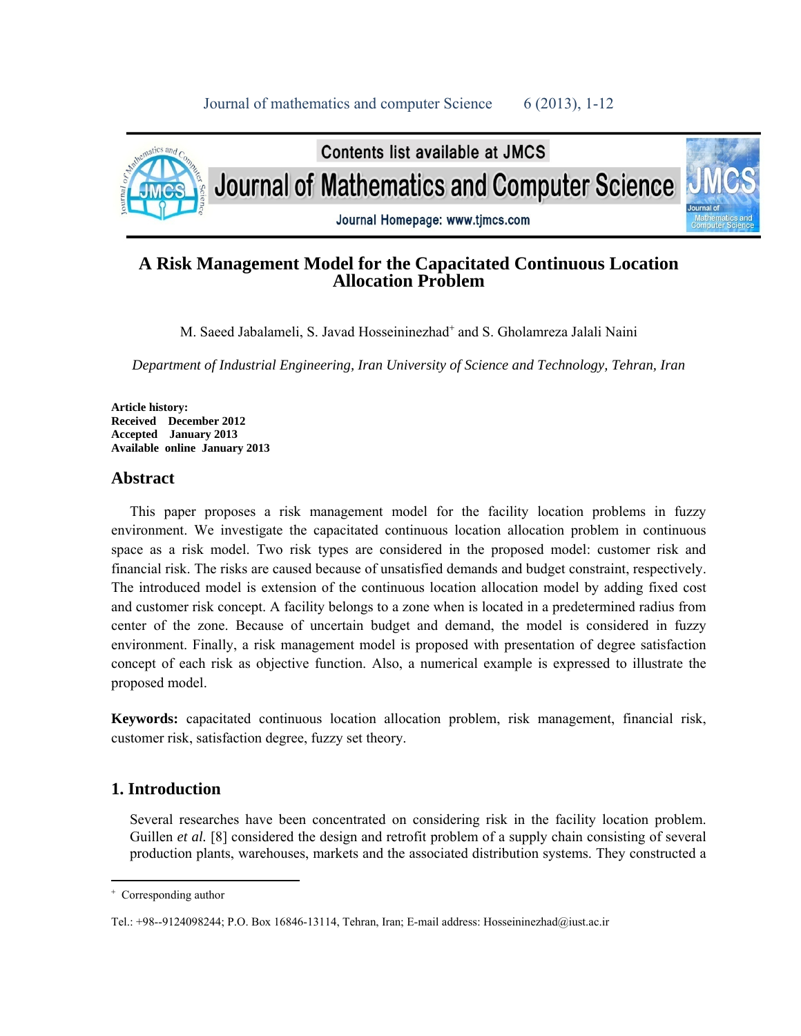# A Risk Management Model for the Capacitated Continuous Location Allocation Problem

M. Saeed Jabalameli, S. Javad Hosseininezhad[+] and S. Gholamreza Jalali Naini

*Department of Industrial Engineering, Iran University of Science and Technology, Tehran, Iran*

**Article history:**
**Received December 2012**
**Accepted January 2013**
**Available online January 2013**

## Abstract

This paper proposes a risk management model for the facility location problems in fuzzy environment. We investigate the capacitated continuous location allocation problem in continuous space as a risk model. Two risk types are considered in the proposed model: customer risk and financial risk. The risks are caused because of unsatisfied demands and budget constraint, respectively. The introduced model is extension of the continuous location allocation model by adding fixed cost and customer risk concept. A facility belongs to a zone when is located in a predetermined radius from center of the zone. Because of uncertain budget and demand, the model is considered in fuzzy environment. Finally, a risk management model is proposed with presentation of degree satisfaction concept of each risk as objective function. Also, a numerical example is expressed to illustrate the proposed model.

**Keywords:** capacitated continuous location allocation problem, risk management, financial risk, customer risk, satisfaction degree, fuzzy set theory.

## 1. Introduction

Several researches have been concentrated on considering risk in the facility location problem. Guillen *et al.* [8] considered the design and retrofit problem of a supply chain consisting of several production plants, warehouses, markets and the associated distribution systems. They constructed a

---

[+] Corresponding author

Tel.: +98--9124098244; P.O. Box 16846-13114, Tehran, Iran; E-mail address: Hosseininezhad@iust.ac.ir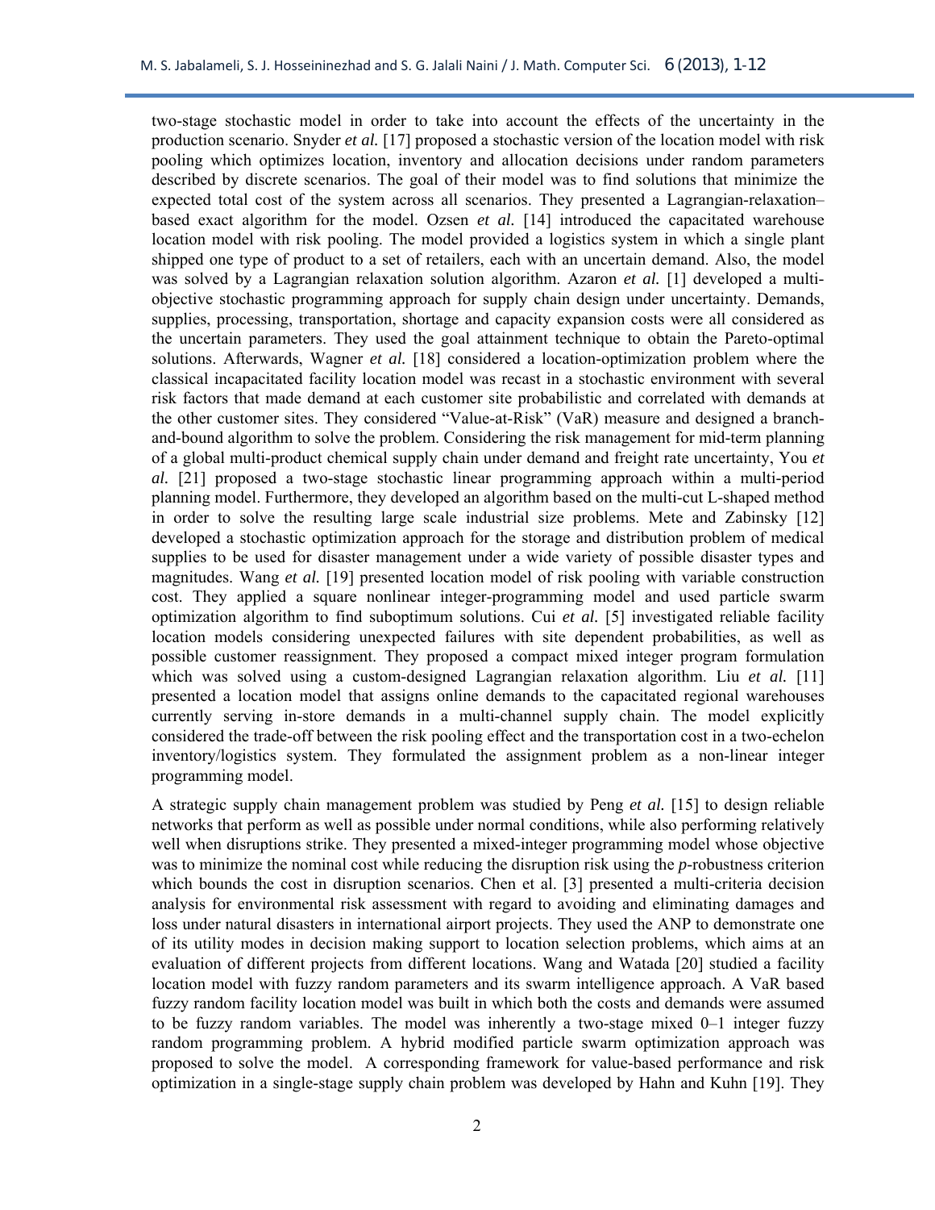two-stage stochastic model in order to take into account the effects of the uncertainty in the production scenario. Snyder *et al.* [17] proposed a stochastic version of the location model with risk pooling which optimizes location, inventory and allocation decisions under random parameters described by discrete scenarios. The goal of their model was to find solutions that minimize the expected total cost of the system across all scenarios. They presented a Lagrangian-relaxation–based exact algorithm for the model. Ozsen *et al.* [14] introduced the capacitated warehouse location model with risk pooling. The model provided a logistics system in which a single plant shipped one type of product to a set of retailers, each with an uncertain demand. Also, the model was solved by a Lagrangian relaxation solution algorithm. Azaron *et al.* [1] developed a multi-objective stochastic programming approach for supply chain design under uncertainty. Demands, supplies, processing, transportation, shortage and capacity expansion costs were all considered as the uncertain parameters. They used the goal attainment technique to obtain the Pareto-optimal solutions. Afterwards, Wagner *et al.* [18] considered a location-optimization problem where the classical incapacitated facility location model was recast in a stochastic environment with several risk factors that made demand at each customer site probabilistic and correlated with demands at the other customer sites. They considered "Value-at-Risk" (VaR) measure and designed a branch-and-bound algorithm to solve the problem. Considering the risk management for mid-term planning of a global multi-product chemical supply chain under demand and freight rate uncertainty, You *et al.* [21] proposed a two-stage stochastic linear programming approach within a multi-period planning model. Furthermore, they developed an algorithm based on the multi-cut L-shaped method in order to solve the resulting large scale industrial size problems. Mete and Zabinsky [12] developed a stochastic optimization approach for the storage and distribution problem of medical supplies to be used for disaster management under a wide variety of possible disaster types and magnitudes. Wang *et al.* [19] presented location model of risk pooling with variable construction cost. They applied a square nonlinear integer-programming model and used particle swarm optimization algorithm to find suboptimum solutions. Cui *et al.* [5] investigated reliable facility location models considering unexpected failures with site dependent probabilities, as well as possible customer reassignment. They proposed a compact mixed integer program formulation which was solved using a custom-designed Lagrangian relaxation algorithm. Liu *et al.* [11] presented a location model that assigns online demands to the capacitated regional warehouses currently serving in-store demands in a multi-channel supply chain. The model explicitly considered the trade-off between the risk pooling effect and the transportation cost in a two-echelon inventory/logistics system. They formulated the assignment problem as a non-linear integer programming model.

A strategic supply chain management problem was studied by Peng *et al.* [15] to design reliable networks that perform as well as possible under normal conditions, while also performing relatively well when disruptions strike. They presented a mixed-integer programming model whose objective was to minimize the nominal cost while reducing the disruption risk using the *p*-robustness criterion which bounds the cost in disruption scenarios. Chen et al. [3] presented a multi-criteria decision analysis for environmental risk assessment with regard to avoiding and eliminating damages and loss under natural disasters in international airport projects. They used the ANP to demonstrate one of its utility modes in decision making support to location selection problems, which aims at an evaluation of different projects from different locations. Wang and Watada [20] studied a facility location model with fuzzy random parameters and its swarm intelligence approach. A VaR based fuzzy random facility location model was built in which both the costs and demands were assumed to be fuzzy random variables. The model was inherently a two-stage mixed 0–1 integer fuzzy random programming problem. A hybrid modified particle swarm optimization approach was proposed to solve the model. A corresponding framework for value-based performance and risk optimization in a single-stage supply chain problem was developed by Hahn and Kuhn [19]. They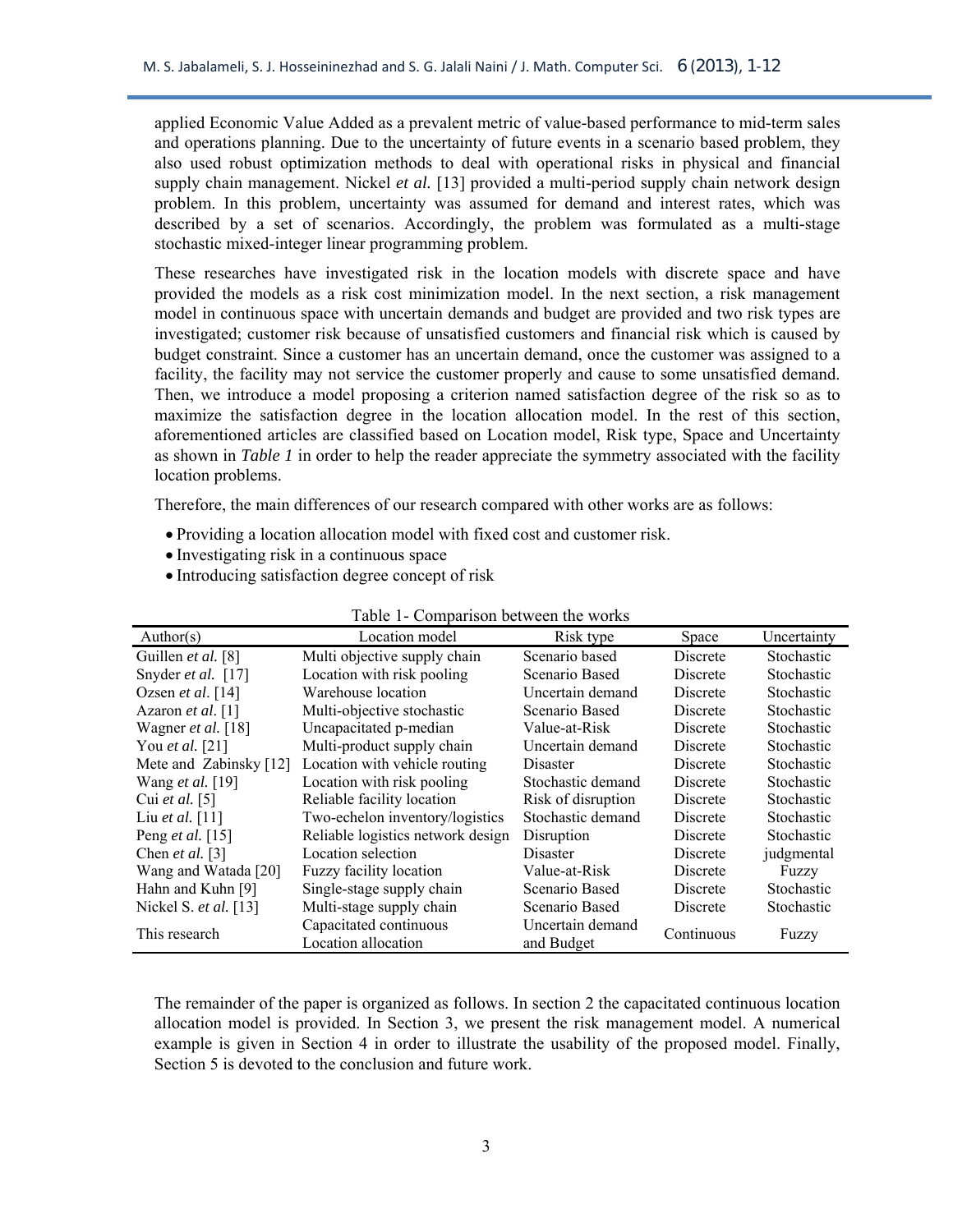applied Economic Value Added as a prevalent metric of value-based performance to mid-term sales and operations planning. Due to the uncertainty of future events in a scenario based problem, they also used robust optimization methods to deal with operational risks in physical and financial supply chain management. Nickel *et al.* [13] provided a multi-period supply chain network design problem. In this problem, uncertainty was assumed for demand and interest rates, which was described by a set of scenarios. Accordingly, the problem was formulated as a multi-stage stochastic mixed-integer linear programming problem.

These researches have investigated risk in the location models with discrete space and have provided the models as a risk cost minimization model. In the next section, a risk management model in continuous space with uncertain demands and budget are provided and two risk types are investigated; customer risk because of unsatisfied customers and financial risk which is caused by budget constraint. Since a customer has an uncertain demand, once the customer was assigned to a facility, the facility may not service the customer properly and cause to some unsatisfied demand. Then, we introduce a model proposing a criterion named satisfaction degree of the risk so as to maximize the satisfaction degree in the location allocation model. In the rest of this section, aforementioned articles are classified based on Location model, Risk type, Space and Uncertainty as shown in *Table 1* in order to help the reader appreciate the symmetry associated with the facility location problems.

Therefore, the main differences of our research compared with other works are as follows:

- Providing a location allocation model with fixed cost and customer risk.
- Investigating risk in a continuous space
- Introducing satisfaction degree concept of risk

Table 1- Comparison between the works

| Author(s) | Location model | Risk type | Space | Uncertainty |
|---|---|---|---|---|
| Guillen *et al.* [8] | Multi objective supply chain | Scenario based | Discrete | Stochastic |
| Snyder *et al.* [17] | Location with risk pooling | Scenario Based | Discrete | Stochastic |
| Ozsen *et al.* [14] | Warehouse location | Uncertain demand | Discrete | Stochastic |
| Azaron *et al.* [1] | Multi-objective stochastic | Scenario Based | Discrete | Stochastic |
| Wagner *et al.* [18] | Uncapacitated p-median | Value-at-Risk | Discrete | Stochastic |
| You *et al.* [21] | Multi-product supply chain | Uncertain demand | Discrete | Stochastic |
| Mete and Zabinsky [12] | Location with vehicle routing | Disaster | Discrete | Stochastic |
| Wang *et al.* [19] | Location with risk pooling | Stochastic demand | Discrete | Stochastic |
| Cui *et al.* [5] | Reliable facility location | Risk of disruption | Discrete | Stochastic |
| Liu *et al.* [11] | Two-echelon inventory/logistics | Stochastic demand | Discrete | Stochastic |
| Peng *et al.* [15] | Reliable logistics network design | Disruption | Discrete | Stochastic |
| Chen *et al.* [3] | Location selection | Disaster | Discrete | judgmental |
| Wang and Watada [20] | Fuzzy facility location | Value-at-Risk | Discrete | Fuzzy |
| Hahn and Kuhn [9] | Single-stage supply chain | Scenario Based | Discrete | Stochastic |
| Nickel S. *et al.* [13] | Multi-stage supply chain | Scenario Based | Discrete | Stochastic |
| This research | Capacitated continuous Location allocation | Uncertain demand and Budget | Continuous | Fuzzy |

The remainder of the paper is organized as follows. In section 2 the capacitated continuous location allocation model is provided. In Section 3, we present the risk management model. A numerical example is given in Section 4 in order to illustrate the usability of the proposed model. Finally, Section 5 is devoted to the conclusion and future work.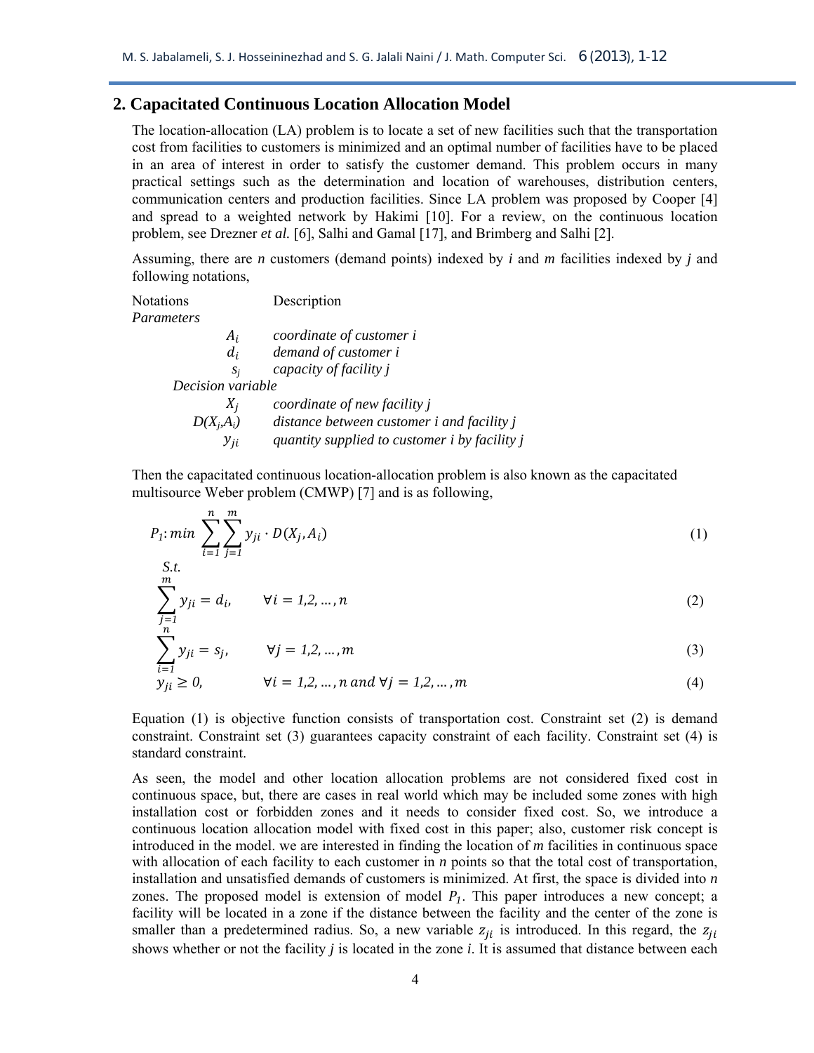## 2. Capacitated Continuous Location Allocation Model

The location-allocation (LA) problem is to locate a set of new facilities such that the transportation cost from facilities to customers is minimized and an optimal number of facilities have to be placed in an area of interest in order to satisfy the customer demand. This problem occurs in many practical settings such as the determination and location of warehouses, distribution centers, communication centers and production facilities. Since LA problem was proposed by Cooper [4] and spread to a weighted network by Hakimi [10]. For a review, on the continuous location problem, see Drezner *et al.* [6], Salhi and Gamal [17], and Brimberg and Salhi [2].

Assuming, there are *n* customers (demand points) indexed by *i* and *m* facilities indexed by *j* and following notations,

| Notations | Description |
|---|---|
| *Parameters* | |
| $A_i$ | *coordinate of customer i* |
| $d_i$ | *demand of customer i* |
| $s_j$ | *capacity of facility j* |
| *Decision variable* | |
| $X_j$ | *coordinate of new facility j* |
| $D(X_j,A_i)$ | *distance between customer i and facility j* |
| $y_{ji}$ | *quantity supplied to customer i by facility j* |

Then the capacitated continuous location-allocation problem is also known as the capacitated multisource Weber problem (CMWP) [7] and is as following,

$$P_1: min \sum_{i=1}^{n}\sum_{j=1}^{m} y_{ji} \cdot D(X_j, A_i) \tag{1}$$

S.t.

$$\sum_{j=1}^{m} y_{ji} = d_i, \qquad \forall i = 1,2,\dots,n \tag{2}$$

$$\sum_{i=1}^{n} y_{ji} = s_j, \qquad \forall j = 1,2,\dots,m \tag{3}$$

$$y_{ji} \geq 0, \qquad \forall i = 1,2,\dots,n \text{ and } \forall j = 1,2,\dots,m \tag{4}$$

Equation (1) is objective function consists of transportation cost. Constraint set (2) is demand constraint. Constraint set (3) guarantees capacity constraint of each facility. Constraint set (4) is standard constraint.

As seen, the model and other location allocation problems are not considered fixed cost in continuous space, but, there are cases in real world which may be included some zones with high installation cost or forbidden zones and it needs to consider fixed cost. So, we introduce a continuous location allocation model with fixed cost in this paper; also, customer risk concept is introduced in the model. we are interested in finding the location of *m* facilities in continuous space with allocation of each facility to each customer in *n* points so that the total cost of transportation, installation and unsatisfied demands of customers is minimized. At first, the space is divided into *n* zones. The proposed model is extension of model $P_1$. This paper introduces a new concept; a facility will be located in a zone if the distance between the facility and the center of the zone is smaller than a predetermined radius. So, a new variable $z_{ji}$ is introduced. In this regard, the $z_{ji}$ shows whether or not the facility *j* is located in the zone *i*. It is assumed that distance between each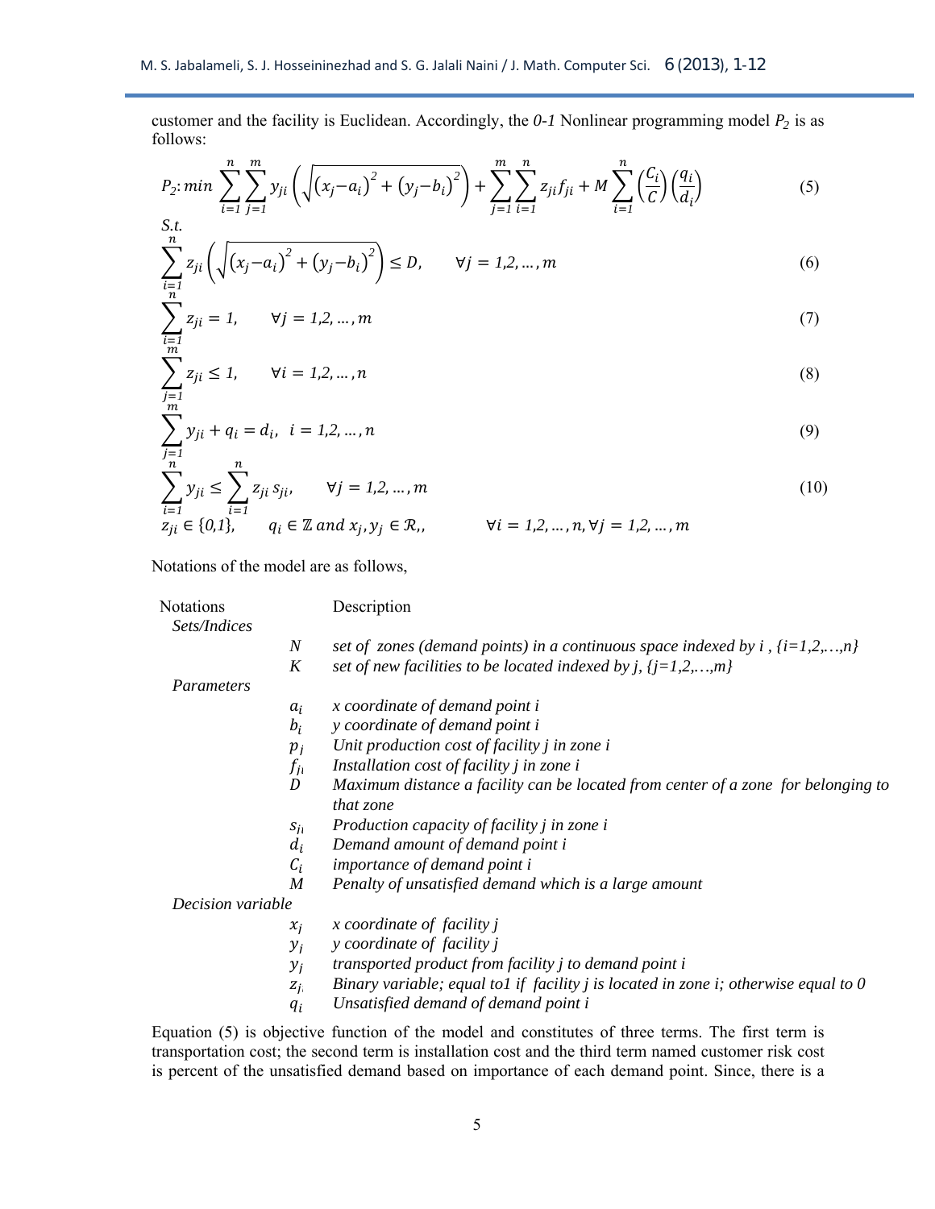customer and the facility is Euclidean. Accordingly, the *0-1* Nonlinear programming model $P_2$ is as follows:

$$P_2: min \sum_{i=1}^{n}\sum_{j=1}^{m} y_{ji}\left(\sqrt{\left(x_j - a_i\right)^2 + \left(y_j - b_i\right)^2}\right) + \sum_{j=1}^{m}\sum_{i=1}^{n} z_{ji} f_{ji} + M\sum_{i=1}^{n}\left(\frac{C_i}{C}\right)\left(\frac{q_i}{d_i}\right) \quad (5)$$

*S.t.*

$$\sum_{i=1}^{n} z_{ji}\left(\sqrt{\left(x_j - a_i\right)^2 + \left(y_j - b_i\right)^2}\right) \le D, \qquad \forall j = 1,2, \dots, m \quad (6)$$

$$\sum_{i=1}^{n} z_{ji} = 1, \qquad \forall j = 1,2, \dots, m \quad (7)$$

$$\sum_{j=1}^{m} z_{ji} \le 1, \qquad \forall i = 1,2, \dots, n \quad (8)$$

$$\sum_{j=1}^{m} y_{ji} + q_i = d_i, \quad i = 1,2, \dots, n \quad (9)$$

$$\sum_{i=1}^{n} y_{ji} \le \sum_{i=1}^{n} z_{ji}\, s_{ji}, \qquad \forall j = 1,2, \dots, m \quad (10)$$

$$z_{ji} \in \{0,1\}, \qquad q_i \in \mathbb{Z} \text{ and } x_j, y_j \in \mathcal{R},, \qquad \forall i = 1,2, \dots, n, \forall j = 1,2, \dots, m$$

Notations of the model are as follows,

| Notations | | Description |
|---|---|---|
| *Sets/Indices* | | |
| | $N$ | *set of zones (demand points) in a continuous space indexed by i , {i=1,2,…,n}* |
| | $K$ | *set of new facilities to be located indexed by j, {j=1,2,…,m}* |
| *Parameters* | | |
| | $a_i$ | *x coordinate of demand point i* |
| | $b_i$ | *y coordinate of demand point i* |
| | $p_j$ | *Unit production cost of facility j in zone i* |
| | $f_{ji}$ | *Installation cost of facility j in zone i* |
| | $D$ | *Maximum distance a facility can be located from center of a zone for belonging to that zone* |
| | $s_{ji}$ | *Production capacity of facility j in zone i* |
| | $d_i$ | *Demand amount of demand point i* |
| | $C_i$ | *importance of demand point i* |
| | $M$ | *Penalty of unsatisfied demand which is a large amount* |
| *Decision variable* | | |
| | $x_j$ | *x coordinate of facility j* |
| | $y_j$ | *y coordinate of facility j* |
| | $y_j$ | *transported product from facility j to demand point i* |
| | $z_{ji}$ | *Binary variable; equal to1 if facility j is located in zone i; otherwise equal to 0* |
| | $q_i$ | *Unsatisfied demand of demand point i* |

Equation (5) is objective function of the model and constitutes of three terms. The first term is transportation cost; the second term is installation cost and the third term named customer risk cost is percent of the unsatisfied demand based on importance of each demand point. Since, there is a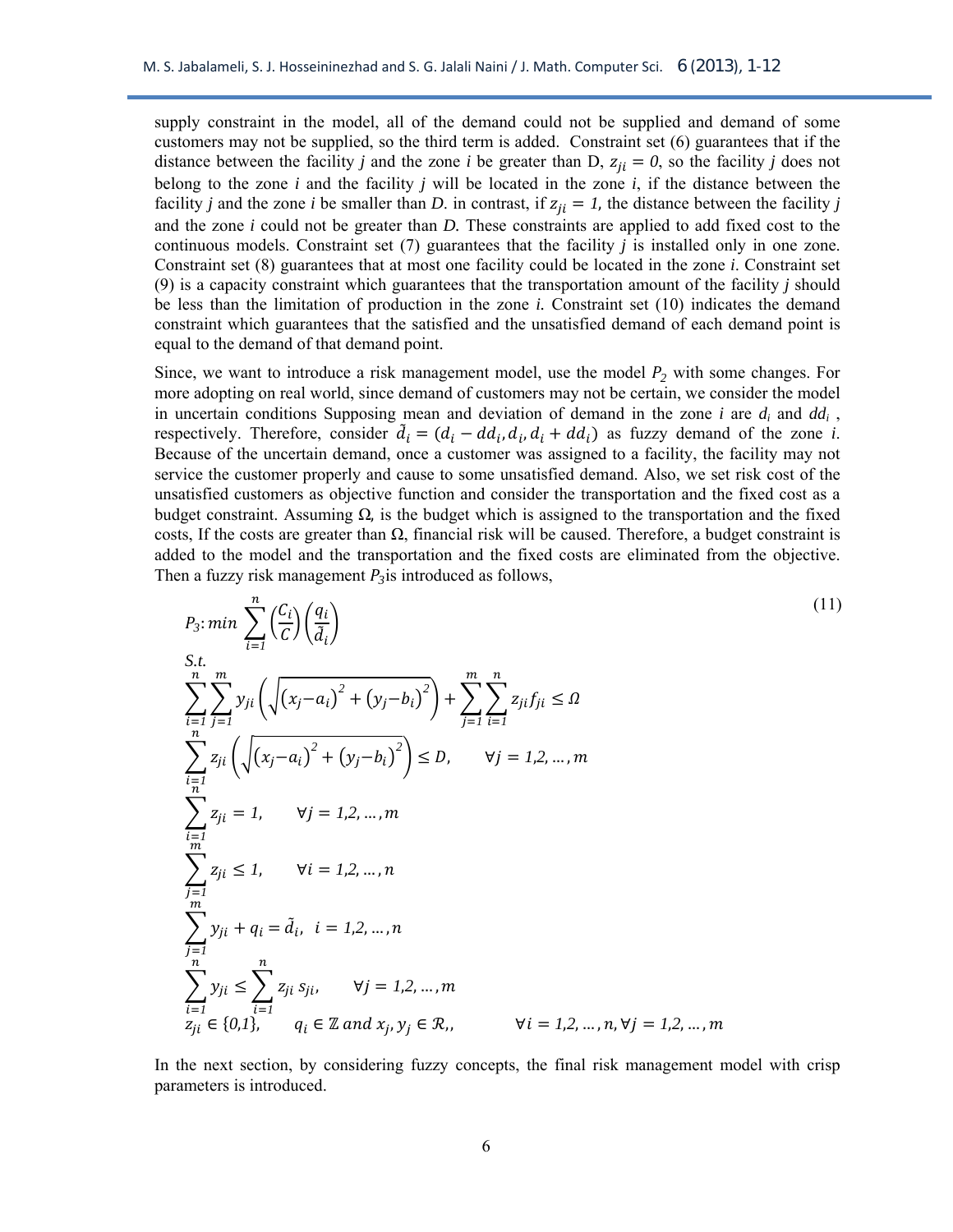supply constraint in the model, all of the demand could not be supplied and demand of some customers may not be supplied, so the third term is added. Constraint set (6) guarantees that if the distance between the facility *j* and the zone *i* be greater than D, $z_{ji} = 0$, so the facility *j* does not belong to the zone *i* and the facility *j* will be located in the zone *i*, if the distance between the facility *j* and the zone *i* be smaller than *D*. in contrast, if $z_{ji} = 1$, the distance between the facility *j* and the zone *i* could not be greater than *D*. These constraints are applied to add fixed cost to the continuous models. Constraint set (7) guarantees that the facility *j* is installed only in one zone. Constraint set (8) guarantees that at most one facility could be located in the zone *i*. Constraint set (9) is a capacity constraint which guarantees that the transportation amount of the facility *j* should be less than the limitation of production in the zone *i*. Constraint set (10) indicates the demand constraint which guarantees that the satisfied and the unsatisfied demand of each demand point is equal to the demand of that demand point.

Since, we want to introduce a risk management model, use the model $P_2$ with some changes. For more adopting on real world, since demand of customers may not be certain, we consider the model in uncertain conditions Supposing mean and deviation of demand in the zone *i* are $d_i$ and $dd_i$, respectively. Therefore, consider $\tilde{d}_i = (d_i - dd_i, d_i, d_i + dd_i)$ as fuzzy demand of the zone *i*. Because of the uncertain demand, once a customer was assigned to a facility, the facility may not service the customer properly and cause to some unsatisfied demand. Also, we set risk cost of the unsatisfied customers as objective function and consider the transportation and the fixed cost as a budget constraint. Assuming Ω, is the budget which is assigned to the transportation and the fixed costs, If the costs are greater than Ω, financial risk will be caused. Therefore, a budget constraint is added to the model and the transportation and the fixed costs are eliminated from the objective. Then a fuzzy risk management $P_3$ is introduced as follows,

$$P_3: min \sum_{i=1}^{n} \left(\frac{C_i}{C}\right)\left(\frac{q_i}{\tilde{d}_i}\right) \tag{11}$$

S.t.

$$\sum_{i=1}^{n}\sum_{j=1}^{m} y_{ji}\left(\sqrt{(x_j - a_i)^2 + (y_j - b_i)^2}\right) + \sum_{j=1}^{m}\sum_{i=1}^{n} z_{ji} f_{ji} \leq \Omega$$

$$\sum_{i=1}^{n} z_{ji}\left(\sqrt{(x_j - a_i)^2 + (y_j - b_i)^2}\right) \leq D, \qquad \forall j = 1,2,\ldots,m$$

$$\sum_{i=1}^{n} z_{ji} = 1, \qquad \forall j = 1,2,\ldots,m$$

$$\sum_{j=1}^{m} z_{ji} \leq 1, \qquad \forall i = 1,2,\ldots,n$$

$$\sum_{j=1}^{m} y_{ji} + q_i = \tilde{d}_i, \quad i = 1,2,\ldots,n$$

$$\sum_{i=1}^{n} y_{ji} \leq \sum_{i=1}^{n} z_{ji}\, s_{ji}, \qquad \forall j = 1,2,\ldots,m$$

$$z_{ji} \in \{0,1\}, \qquad q_i \in \mathbb{Z} \text{ and } x_j, y_j \in \mathcal{R}, \qquad \forall i = 1,2,\ldots,n, \forall j = 1,2,\ldots,m$$

In the next section, by considering fuzzy concepts, the final risk management model with crisp parameters is introduced.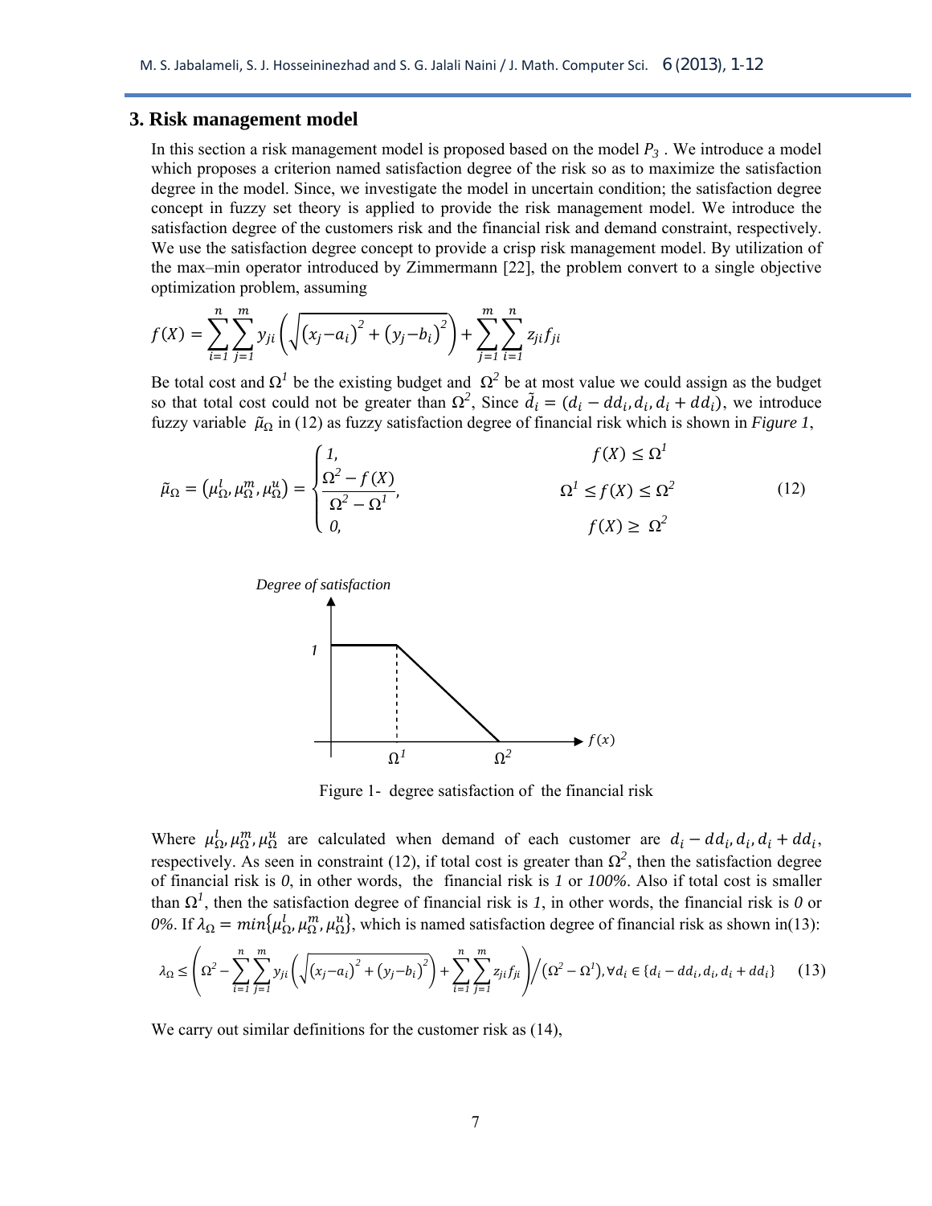## 3. Risk management model

In this section a risk management model is proposed based on the model $P_3$ . We introduce a model which proposes a criterion named satisfaction degree of the risk so as to maximize the satisfaction degree in the model. Since, we investigate the model in uncertain condition; the satisfaction degree concept in fuzzy set theory is applied to provide the risk management model. We introduce the satisfaction degree of the customers risk and the financial risk and demand constraint, respectively. We use the satisfaction degree concept to provide a crisp risk management model. By utilization of the max–min operator introduced by Zimmermann [22], the problem convert to a single objective optimization problem, assuming

$$f(X) = \sum_{i=1}^{n}\sum_{j=1}^{m} y_{ji}\left(\sqrt{(x_j - a_i)^2 + (y_j - b_i)^2}\right) + \sum_{j=1}^{m}\sum_{i=1}^{n} z_{ji} f_{ji}$$

Be total cost and $\Omega^1$ be the existing budget and $\Omega^2$ be at most value we could assign as the budget so that total cost could not be greater than $\Omega^2$, Since $\tilde{d}_i = (d_i - dd_i, d_i, d_i + dd_i)$, we introduce fuzzy variable $\tilde{\mu}_\Omega$ in (12) as fuzzy satisfaction degree of financial risk which is shown in *Figure 1*,

$$\tilde{\mu}_\Omega = (\mu_\Omega^l, \mu_\Omega^m, \mu_\Omega^u) = \begin{cases} 1, & f(X) \le \Omega^1 \\ \dfrac{\Omega^2 - f(X)}{\Omega^2 - \Omega^1}, & \Omega^1 \le f(X) \le \Omega^2 \\ 0, & f(X) \ge \Omega^2 \end{cases} \tag{12}$$

Figure 1- degree satisfaction of the financial risk

Where $\mu_\Omega^l, \mu_\Omega^m, \mu_\Omega^u$ are calculated when demand of each customer are $d_i - dd_i, d_i, d_i + dd_i$, respectively. As seen in constraint (12), if total cost is greater than $\Omega^2$, then the satisfaction degree of financial risk is *0*, in other words, the financial risk is *1* or *100%*. Also if total cost is smaller than $\Omega^1$, then the satisfaction degree of financial risk is *1*, in other words, the financial risk is *0* or *0%*. If $\lambda_\Omega = min\{\mu_\Omega^l, \mu_\Omega^m, \mu_\Omega^u\}$, which is named satisfaction degree of financial risk as shown in(13):

$$\lambda_\Omega \le \left(\Omega^2 - \sum_{i=1}^{n}\sum_{j=1}^{m} y_{ji}\left(\sqrt{(x_j - a_i)^2 + (y_j - b_i)^2}\right) + \sum_{i=1}^{n}\sum_{j=1}^{m} z_{ji} f_{ji}\right) \Big/ (\Omega^2 - \Omega^1), \forall d_i \in \{d_i - dd_i, d_i, d_i + dd_i\} \tag{13}$$

We carry out similar definitions for the customer risk as (14),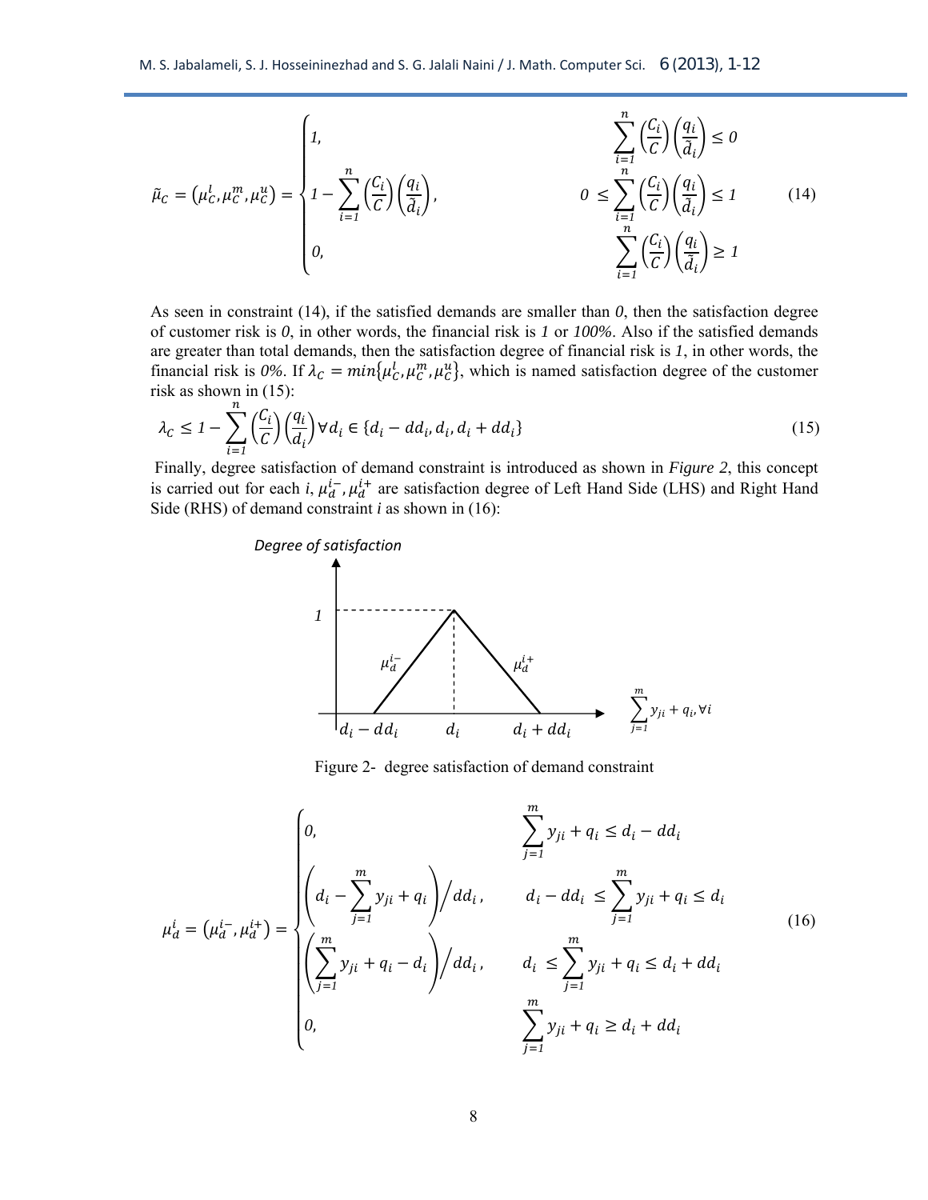$$
\tilde{\mu}_C = \left(\mu_C^l, \mu_C^m, \mu_C^u\right) = \begin{cases} 1, & \sum_{i=1}^{n} \left(\frac{C_i}{C}\right)\left(\frac{q_i}{\tilde{d}_i}\right) \leq 0 \\ 1 - \sum_{i=1}^{n} \left(\frac{C_i}{C}\right)\left(\frac{q_i}{\tilde{d}_i}\right), & 0 \leq \sum_{i=1}^{n} \left(\frac{C_i}{C}\right)\left(\frac{q_i}{\tilde{d}_i}\right) \leq 1 \\ 0, & \sum_{i=1}^{n} \left(\frac{C_i}{C}\right)\left(\frac{q_i}{\tilde{d}_i}\right) \geq 1 \end{cases} \tag{14}
$$

As seen in constraint (14), if the satisfied demands are smaller than *0*, then the satisfaction degree of customer risk is *0*, in other words, the financial risk is *1* or *100%*. Also if the satisfied demands are greater than total demands, then the satisfaction degree of financial risk is *1*, in other words, the financial risk is *0%*. If $\lambda_C = min\{\mu_C^l, \mu_C^m, \mu_C^u\}$, which is named satisfaction degree of the customer risk as shown in (15):

$$
\lambda_C \leq 1 - \sum_{i=1}^{n} \left(\frac{C_i}{C}\right)\left(\frac{q_i}{d_i}\right) \forall d_i \in \{d_i - dd_i, d_i, d_i + dd_i\} \tag{15}
$$

Finally, degree satisfaction of demand constraint is introduced as shown in *Figure 2*, this concept is carried out for each *i*, $\mu_d^{i-}, \mu_d^{i+}$ are satisfaction degree of Left Hand Side (LHS) and Right Hand Side (RHS) of demand constraint *i* as shown in (16):

Figure 2- degree satisfaction of demand constraint

$$
\mu_d^i = \left(\mu_d^{i-}, \mu_d^{i+}\right) = \begin{cases} 0, & \sum_{j=1}^{m} y_{ji} + q_i \leq d_i - dd_i \\ \left(d_i - \sum_{j=1}^{m} y_{ji} + q_i\right) \Big/ dd_i, & d_i - dd_i \leq \sum_{j=1}^{m} y_{ji} + q_i \leq d_i \\ \left(\sum_{j=1}^{m} y_{ji} + q_i - d_i\right) \Big/ dd_i, & d_i \leq \sum_{j=1}^{m} y_{ji} + q_i \leq d_i + dd_i \\ 0, & \sum_{j=1}^{m} y_{ji} + q_i \geq d_i + dd_i \end{cases} \tag{16}
$$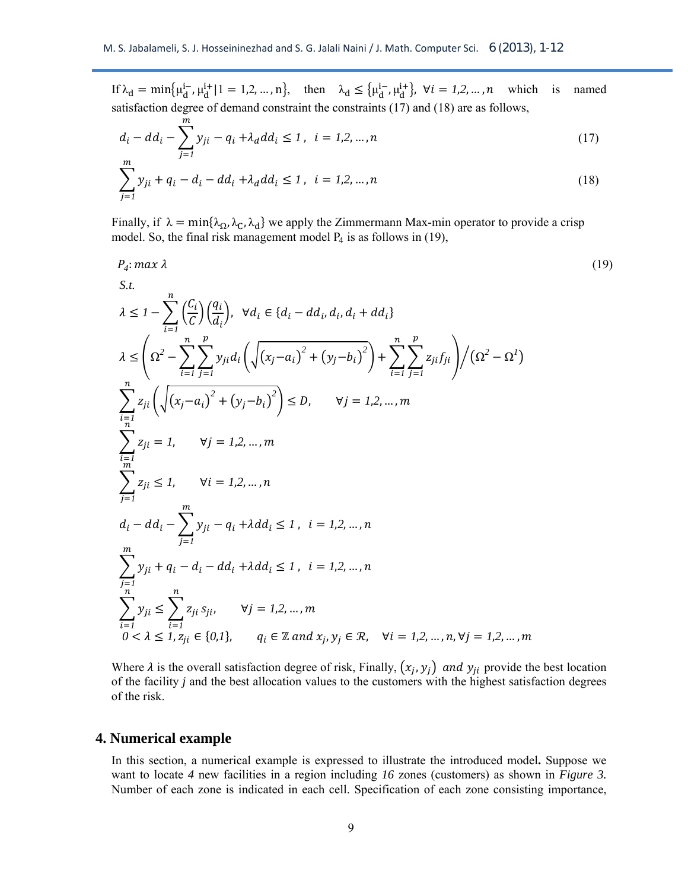If $\lambda_d = \min\{\mu_d^{i-}, \mu_d^{i+} | 1 = 1,2,\ldots,n\}$, then $\lambda_d \leq \{\mu_d^{i-}, \mu_d^{i+}\}$, $\forall i = 1,2,\ldots,n$ which is named satisfaction degree of demand constraint the constraints (17) and (18) are as follows,

$$d_i - dd_i - \sum_{j=1}^{m} y_{ji} - q_i + \lambda_d dd_i \leq 1, \quad i = 1,2,\ldots,n \tag{17}$$

$$\sum_{j=1}^{m} y_{ji} + q_i - d_i - dd_i + \lambda_d dd_i \leq 1, \quad i = 1,2,\ldots,n \tag{18}$$

Finally, if $\lambda = \min\{\lambda_\Omega, \lambda_C, \lambda_d\}$ we apply the Zimmermann Max-min operator to provide a crisp model. So, the final risk management model $P_4$ is as follows in (19),

$$P_4: \max \lambda \tag{19}$$

$$S.t.$$

$$\lambda \leq 1 - \sum_{i=1}^{n} \left(\frac{C_i}{C}\right)\left(\frac{q_i}{d_i}\right), \quad \forall d_i \in \{d_i - dd_i, d_i, d_i + dd_i\}$$

$$\lambda \leq \left(\Omega^2 - \sum_{i=1}^{n}\sum_{j=1}^{p} y_{ji} d_i \left(\sqrt{(x_j - a_i)^2 + (y_j - b_i)^2}\right) + \sum_{i=1}^{n}\sum_{j=1}^{p} z_{ji} f_{ji}\right) \Big/ \left(\Omega^2 - \Omega^1\right)$$

$$\sum_{i=1}^{n} z_{ji} \left(\sqrt{(x_j - a_i)^2 + (y_j - b_i)^2}\right) \leq D, \qquad \forall j = 1,2,\ldots,m$$

$$\sum_{i=1}^{n} z_{ji} = 1, \qquad \forall j = 1,2,\ldots,m$$

$$\sum_{j=1}^{m} z_{ji} \leq 1, \qquad \forall i = 1,2,\ldots,n$$

$$d_i - dd_i - \sum_{j=1}^{m} y_{ji} - q_i + \lambda dd_i \leq 1, \quad i = 1,2,\ldots,n$$

$$\sum_{j=1}^{m} y_{ji} + q_i - d_i - dd_i + \lambda dd_i \leq 1, \quad i = 1,2,\ldots,n$$

$$\sum_{i=1}^{n} y_{ji} \leq \sum_{i=1}^{n} z_{ji}\, s_{ji}, \qquad \forall j = 1,2,\ldots,m$$

$$0 < \lambda \leq 1, z_{ji} \in \{0,1\}, \qquad q_i \in \mathbb{Z} \text{ and } x_j, y_j \in \mathcal{R}, \quad \forall i = 1,2,\ldots,n, \forall j = 1,2,\ldots,m$$

Where $\lambda$ is the overall satisfaction degree of risk, Finally, $(x_j, y_j)$ *and* $y_{ji}$ provide the best location of the facility *j* and the best allocation values to the customers with the highest satisfaction degrees of the risk.

## 4. Numerical example

In this section, a numerical example is expressed to illustrate the introduced model**.** Suppose we want to locate *4* new facilities in a region including *16* zones (customers) as shown in *Figure 3.* Number of each zone is indicated in each cell. Specification of each zone consisting importance,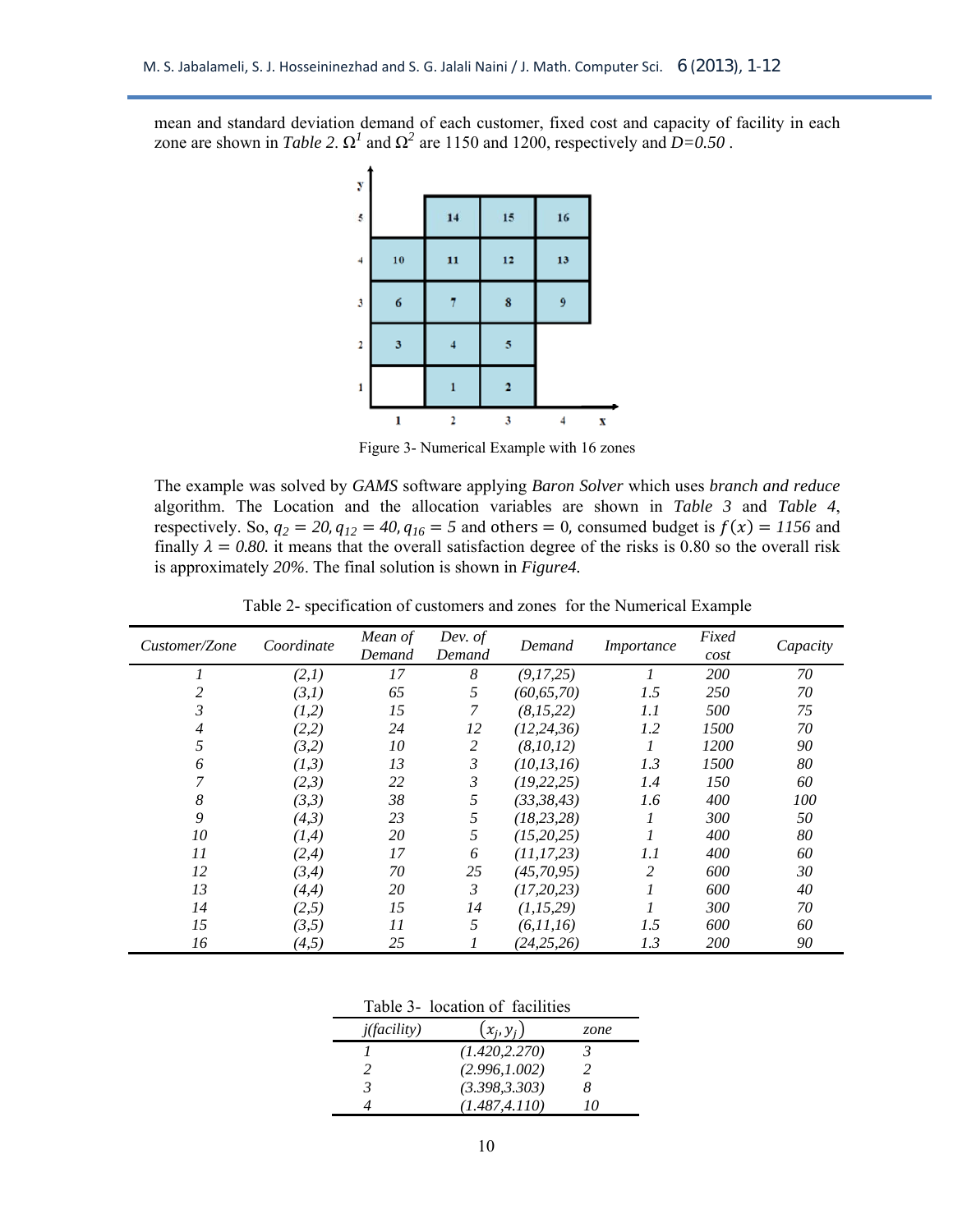mean and standard deviation demand of each customer, fixed cost and capacity of facility in each zone are shown in *Table 2*. $\Omega^1$ and $\Omega^2$ are 1150 and 1200, respectively and $D=0.50$ .

Figure 3- Numerical Example with 16 zones

The example was solved by *GAMS* software applying *Baron Solver* which uses *branch and reduce* algorithm. The Location and the allocation variables are shown in *Table 3* and *Table 4*, respectively. So, $q_2 = 20, q_{12} = 40, q_{16} = 5$ and others $= 0$, consumed budget is $f(x) = 1156$ and finally $\lambda = 0.80$. it means that the overall satisfaction degree of the risks is 0.80 so the overall risk is approximately *20%*. The final solution is shown in *Figure4*.

Table 2- specification of customers and zones for the Numerical Example

| *Customer/Zone* | *Coordinate* | *Mean of Demand* | *Dev. of Demand* | *Demand* | *Importance* | *Fixed cost* | *Capacity* |
|---|---|---|---|---|---|---|---|
| *1* | *(2,1)* | *17* | *8* | *(9,17,25)* | *1* | *200* | *70* |
| *2* | *(3,1)* | *65* | *5* | *(60,65,70)* | *1.5* | *250* | *70* |
| *3* | *(1,2)* | *15* | *7* | *(8,15,22)* | *1.1* | *500* | *75* |
| *4* | *(2,2)* | *24* | *12* | *(12,24,36)* | *1.2* | *1500* | *70* |
| *5* | *(3,2)* | *10* | *2* | *(8,10,12)* | *1* | *1200* | *90* |
| *6* | *(1,3)* | *13* | *3* | *(10,13,16)* | *1.3* | *1500* | *80* |
| *7* | *(2,3)* | *22* | *3* | *(19,22,25)* | *1.4* | *150* | *60* |
| *8* | *(3,3)* | *38* | *5* | *(33,38,43)* | *1.6* | *400* | *100* |
| *9* | *(4,3)* | *23* | *5* | *(18,23,28)* | *1* | *300* | *50* |
| *10* | *(1,4)* | *20* | *5* | *(15,20,25)* | *1* | *400* | *80* |
| *11* | *(2,4)* | *17* | *6* | *(11,17,23)* | *1.1* | *400* | *60* |
| *12* | *(3,4)* | *70* | *25* | *(45,70,95)* | *2* | *600* | *30* |
| *13* | *(4,4)* | *20* | *3* | *(17,20,23)* | *1* | *600* | *40* |
| *14* | *(2,5)* | *15* | *14* | *(1,15,29)* | *1* | *300* | *70* |
| *15* | *(3,5)* | *11* | *5* | *(6,11,16)* | *1.5* | *600* | *60* |
| *16* | *(4,5)* | *25* | *1* | *(24,25,26)* | *1.3* | *200* | *90* |

Table 3- location of facilities

| *j(facility)* | $(x_j, y_j)$ | *zone* |
|---|---|---|
| *1* | *(1.420,2.270)* | *3* |
| *2* | *(2.996,1.002)* | *2* |
| *3* | *(3.398,3.303)* | *8* |
| *4* | *(1.487,4.110)* | *10* |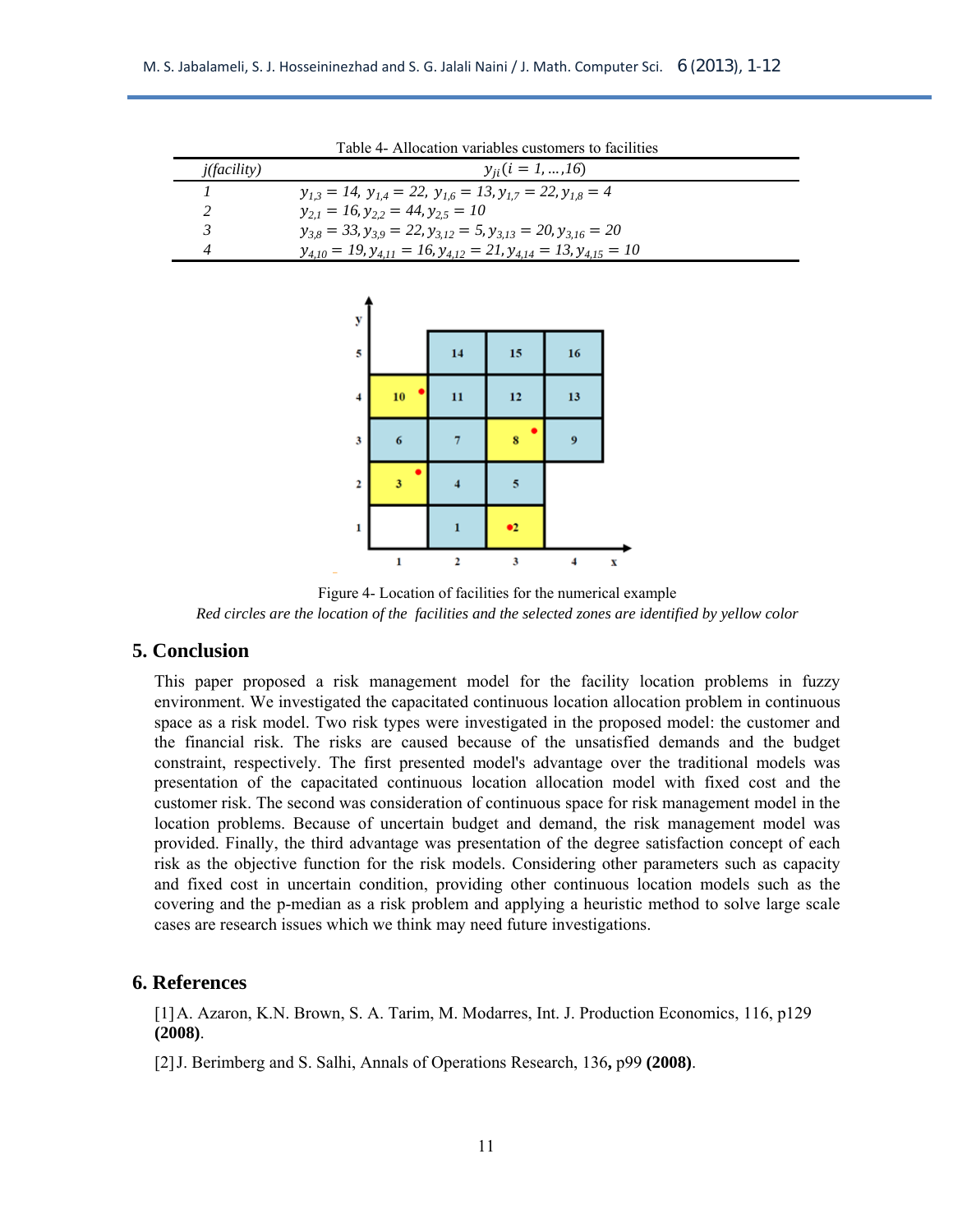Table 4- Allocation variables customers to facilities

| *j(facility)* | $y_{ji}(i = 1, \ldots, 16)$ |
|---|---|
| 1 | $y_{1,3} = 14,\ y_{1,4} = 22,\ y_{1,6} = 13, y_{1,7} = 22, y_{1,8} = 4$ |
| 2 | $y_{2,1} = 16, y_{2,2} = 44, y_{2,5} = 10$ |
| 3 | $y_{3,8} = 33, y_{3,9} = 22, y_{3,12} = 5, y_{3,13} = 20, y_{3,16} = 20$ |
| 4 | $y_{4,10} = 19, y_{4,11} = 16, y_{4,12} = 21, y_{4,14} = 13, y_{4,15} = 10$ |

Figure 4- Location of facilities for the numerical example

*Red circles are the location of the facilities and the selected zones are identified by yellow color*

## 5. Conclusion

This paper proposed a risk management model for the facility location problems in fuzzy environment. We investigated the capacitated continuous location allocation problem in continuous space as a risk model. Two risk types were investigated in the proposed model: the customer and the financial risk. The risks are caused because of the unsatisfied demands and the budget constraint, respectively. The first presented model's advantage over the traditional models was presentation of the capacitated continuous location allocation model with fixed cost and the customer risk. The second was consideration of continuous space for risk management model in the location problems. Because of uncertain budget and demand, the risk management model was provided. Finally, the third advantage was presentation of the degree satisfaction concept of each risk as the objective function for the risk models. Considering other parameters such as capacity and fixed cost in uncertain condition, providing other continuous location models such as the covering and the p-median as a risk problem and applying a heuristic method to solve large scale cases are research issues which we think may need future investigations.

## 6. References

[1] A. Azaron, K.N. Brown, S. A. Tarim, M. Modarres, Int. J. Production Economics, 116, p129 **(2008)**.

[2] J. Berimberg and S. Salhi, Annals of Operations Research, 136**,** p99 **(2008)**.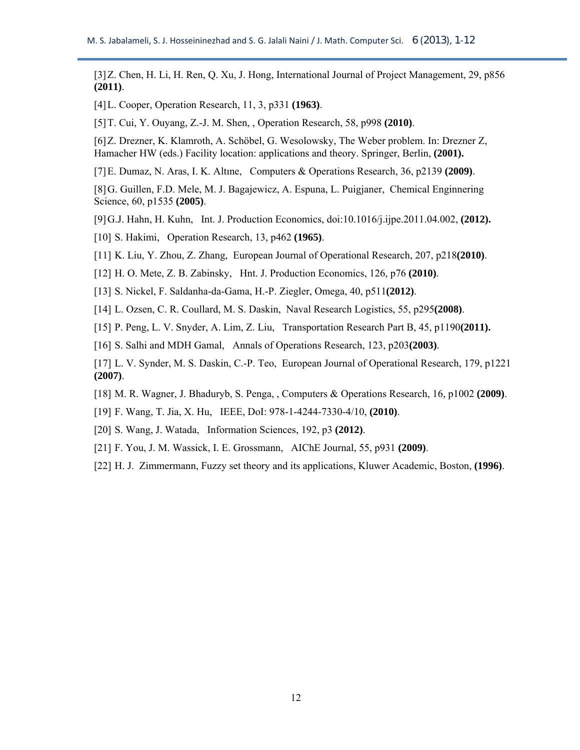[3] Z. Chen, H. Li, H. Ren, Q. Xu, J. Hong, International Journal of Project Management, 29, p856 **(2011)**.

[4] L. Cooper, Operation Research, 11, 3, p331 **(1963)**.

[5] T. Cui, Y. Ouyang, Z.-J. M. Shen, , Operation Research, 58, p998 **(2010)**.

[6] Z. Drezner, K. Klamroth, A. Schöbel, G. Wesolowsky, The Weber problem. In: Drezner Z, Hamacher HW (eds.) Facility location: applications and theory. Springer, Berlin, **(2001).**

[7] E. Dumaz, N. Aras, I. K. Altıne, Computers & Operations Research, 36, p2139 **(2009)**.

[8] G. Guillen, F.D. Mele, M. J. Bagajewicz, A. Espuna, L. Puigjaner, Chemical Enginnering Science, 60, p1535 **(2005)**.

[9] G.J. Hahn, H. Kuhn, Int. J. Production Economics, doi:10.1016/j.ijpe.2011.04.002, **(2012).**

[10] S. Hakimi, Operation Research, 13, p462 **(1965)**.

[11] K. Liu, Y. Zhou, Z. Zhang, European Journal of Operational Research, 207, p218**(2010)**.

[12] H. O. Mete, Z. B. Zabinsky, Hnt. J. Production Economics, 126, p76 **(2010)**.

[13] S. Nickel, F. Saldanha-da-Gama, H.-P. Ziegler, Omega, 40, p511**(2012)**.

[14] L. Ozsen, C. R. Coullard, M. S. Daskin, Naval Research Logistics, 55, p295**(2008)**.

[15] P. Peng, L. V. Snyder, A. Lim, Z. Liu, Transportation Research Part B, 45, p1190**(2011).**

[16] S. Salhi and MDH Gamal, Annals of Operations Research, 123, p203**(2003)**.

[17] L. V. Synder, M. S. Daskin, C.-P. Teo, European Journal of Operational Research, 179, p1221 **(2007)**.

[18] M. R. Wagner, J. Bhaduryb, S. Penga, , Computers & Operations Research, 16, p1002 **(2009)**.

[19] F. Wang, T. Jia, X. Hu, IEEE, DoI: 978-1-4244-7330-4/10, **(2010)**.

[20] S. Wang, J. Watada, Information Sciences, 192, p3 **(2012)**.

[21] F. You, J. M. Wassick, I. E. Grossmann, AIChE Journal, 55, p931 **(2009)**.

[22] H. J. Zimmermann, Fuzzy set theory and its applications, Kluwer Academic, Boston, **(1996)**.